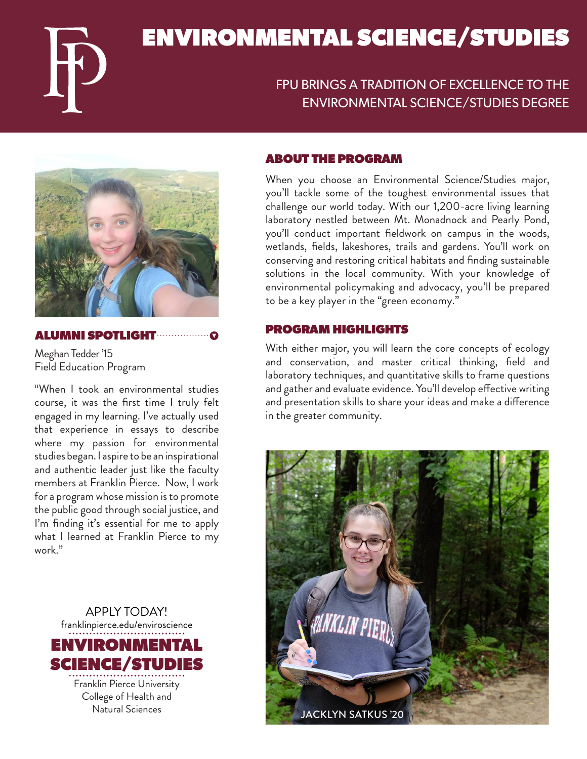# ENVIRONMENTAL SCIENCE/STUDIES

FPU BRINGS A TRADITION OF EXCELLENCE TO THE ENVIRONMENTAL SCIENCE/STUDIES DEGREE

## ABOUT THE PROGRAM

When you choose an Environmental Science/Studies major, you'll tackle some of the toughest environmental issues that challenge our world today. With our 1,200-acre living learning laboratory nestled between Mt. Monadnock and Pearly Pond, you'll conduct important fieldwork on campus in the woods, wetlands, fields, lakeshores, trails and gardens. You'll work on conserving and restoring critical habitats and finding sustainable solutions in the local community. With your knowledge of environmental policymaking and advocacy, you'll be prepared to be a key player in the "green economy."

## PROGRAM HIGHLIGHTS

With either major, you will learn the core concepts of ecology and conservation, and master critical thinking, field and laboratory techniques, and quantitative skills to frame questions and gather and evaluate evidence. You'll develop effective writing and presentation skills to share your ideas and make a difference in the greater community.

## ALUMNI SPOTLIGHT

Meghan Tedder '15
Field Education Program

"When I took an environmental studies course, it was the first time I truly felt engaged in my learning. I've actually used that experience in essays to describe where my passion for environmental studies began. I aspire to be an inspirational and authentic leader just like the faculty members at Franklin Pierce. Now, I work for a program whose mission is to promote the public good through social justice, and I'm finding it's essential for me to apply what I learned at Franklin Pierce to my work."

JACKLYN SATKUS '20

APPLY TODAY!
franklinpierce.edu/enviroscience

**ENVIRONMENTAL SCIENCE/STUDIES**

Franklin Pierce University
College of Health and Natural Sciences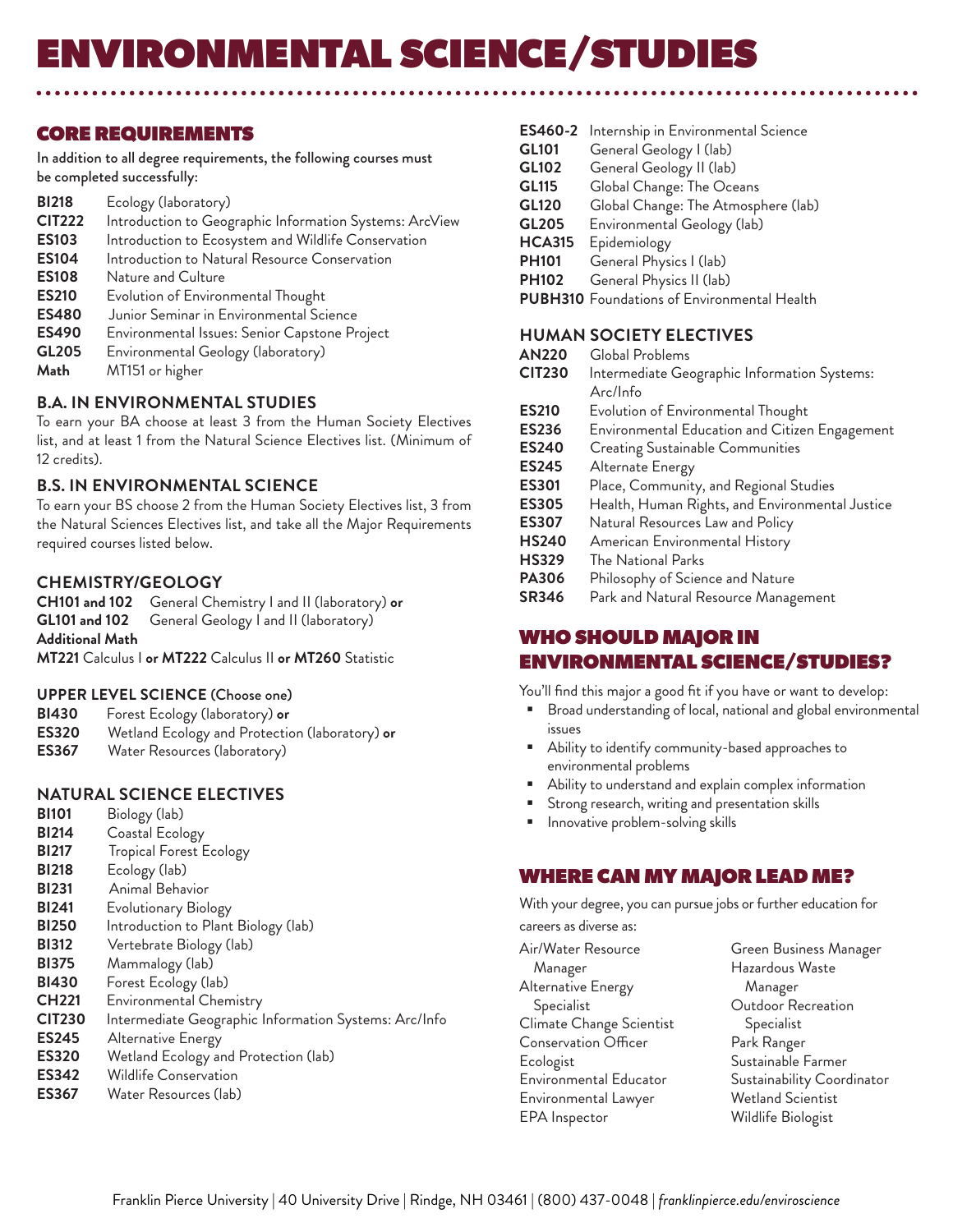# ENVIRONMENTAL SCIENCE/STUDIES

## CORE REQUIREMENTS

In addition to all degree requirements, the following courses must be completed successfully:

| | |
|---|---|
| **BI218** | Ecology (laboratory) |
| **CIT222** | Introduction to Geographic Information Systems: ArcView |
| **ES103** | Introduction to Ecosystem and Wildlife Conservation |
| **ES104** | Introduction to Natural Resource Conservation |
| **ES108** | Nature and Culture |
| **ES210** | Evolution of Environmental Thought |
| **ES480** | Junior Seminar in Environmental Science |
| **ES490** | Environmental Issues: Senior Capstone Project |
| **GL205** | Environmental Geology (laboratory) |
| **Math** | MT151 or higher |

### B.A. IN ENVIRONMENTAL STUDIES

To earn your BA choose at least 3 from the Human Society Electives list, and at least 1 from the Natural Science Electives list. (Minimum of 12 credits).

### B.S. IN ENVIRONMENTAL SCIENCE

To earn your BS choose 2 from the Human Society Electives list, 3 from the Natural Sciences Electives list, and take all the Major Requirements required courses listed below.

### CHEMISTRY/GEOLOGY

**CH101 and 102** General Chemistry I and II (laboratory) **or**
**GL101 and 102** General Geology I and II (laboratory)

**Additional Math**

**MT221** Calculus I **or MT222** Calculus II **or MT260** Statistic

### UPPER LEVEL SCIENCE (Choose one)

| | |
|---|---|
| **BI430** | Forest Ecology (laboratory) **or** |
| **ES320** | Wetland Ecology and Protection (laboratory) **or** |
| **ES367** | Water Resources (laboratory) |

### NATURAL SCIENCE ELECTIVES

| | |
|---|---|
| **BI101** | Biology (lab) |
| **BI214** | Coastal Ecology |
| **BI217** | Tropical Forest Ecology |
| **BI218** | Ecology (lab) |
| **BI231** | Animal Behavior |
| **BI241** | Evolutionary Biology |
| **BI250** | Introduction to Plant Biology (lab) |
| **BI312** | Vertebrate Biology (lab) |
| **BI375** | Mammalogy (lab) |
| **BI430** | Forest Ecology (lab) |
| **CH221** | Environmental Chemistry |
| **CIT230** | Intermediate Geographic Information Systems: Arc/Info |
| **ES245** | Alternative Energy |
| **ES320** | Wetland Ecology and Protection (lab) |
| **ES342** | Wildlife Conservation |
| **ES367** | Water Resources (lab) |
| **ES460-2** | Internship in Environmental Science |
| **GL101** | General Geology I (lab) |
| **GL102** | General Geology II (lab) |
| **GL115** | Global Change: The Oceans |
| **GL120** | Global Change: The Atmosphere (lab) |
| **GL205** | Environmental Geology (lab) |
| **HCA315** | Epidemiology |
| **PH101** | General Physics I (lab) |
| **PH102** | General Physics II (lab) |
| **PUBH310** | Foundations of Environmental Health |

### HUMAN SOCIETY ELECTIVES

| | |
|---|---|
| **AN220** | Global Problems |
| **CIT230** | Intermediate Geographic Information Systems: Arc/Info |
| **ES210** | Evolution of Environmental Thought |
| **ES236** | Environmental Education and Citizen Engagement |
| **ES240** | Creating Sustainable Communities |
| **ES245** | Alternate Energy |
| **ES301** | Place, Community, and Regional Studies |
| **ES305** | Health, Human Rights, and Environmental Justice |
| **ES307** | Natural Resources Law and Policy |
| **HS240** | American Environmental History |
| **HS329** | The National Parks |
| **PA306** | Philosophy of Science and Nature |
| **SR346** | Park and Natural Resource Management |

## WHO SHOULD MAJOR IN ENVIRONMENTAL SCIENCE/STUDIES?

You'll find this major a good fit if you have or want to develop:

- Broad understanding of local, national and global environmental issues
- Ability to identify community-based approaches to environmental problems
- Ability to understand and explain complex information
- Strong research, writing and presentation skills
- Innovative problem-solving skills

## WHERE CAN MY MAJOR LEAD ME?

With your degree, you can pursue jobs or further education for careers as diverse as:

- Air/Water Resource Manager
- Alternative Energy Specialist
- Climate Change Scientist
- Conservation Officer
- Ecologist
- Environmental Educator
- Environmental Lawyer
- EPA Inspector
- Green Business Manager
- Hazardous Waste Manager
- Outdoor Recreation Specialist
- Park Ranger
- Sustainable Farmer
- Sustainability Coordinator
- Wetland Scientist
- Wildlife Biologist

Franklin Pierce University | 40 University Drive | Rindge, NH 03461 | (800) 437-0048 | *franklinpierce.edu/enviroscience*